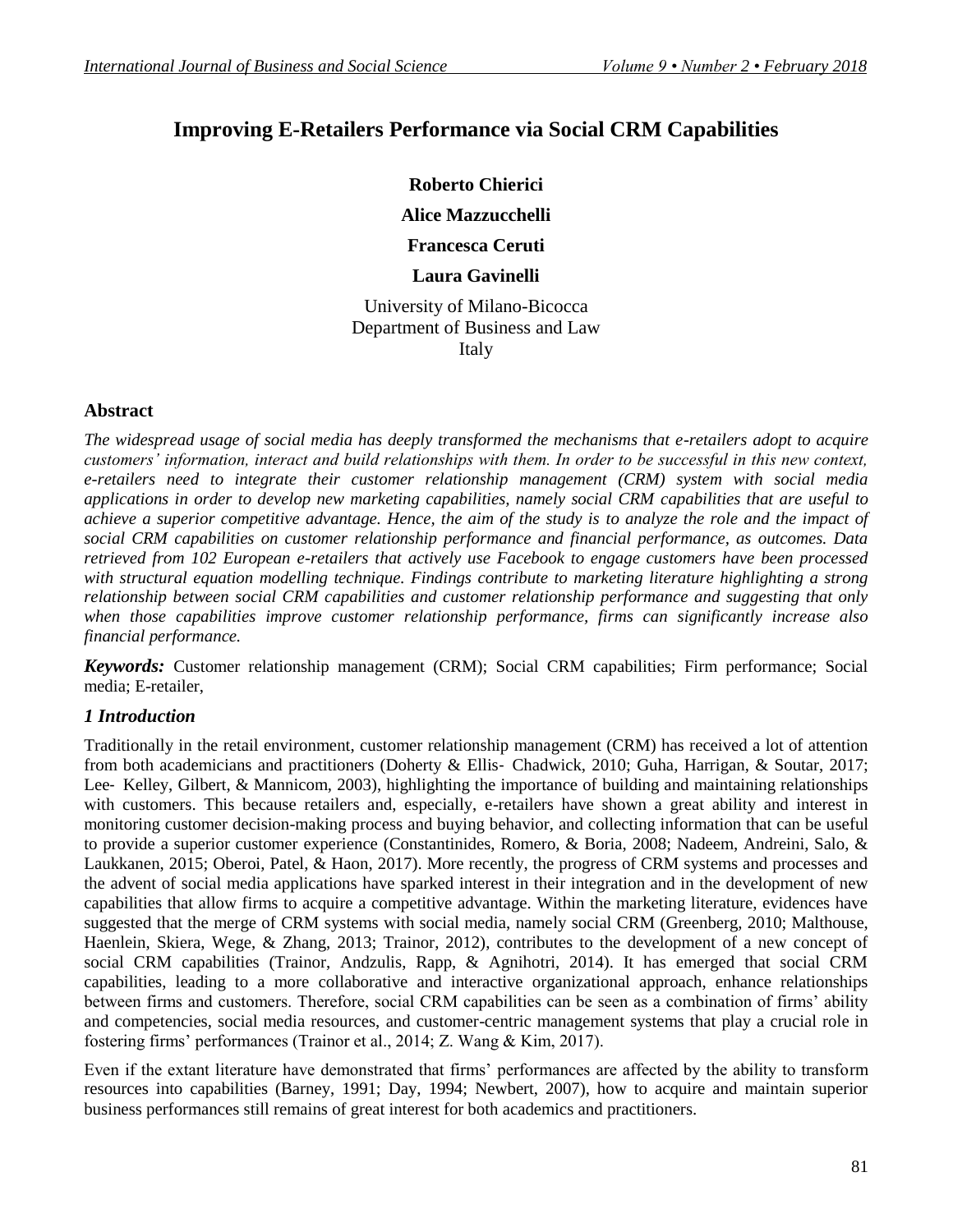# Improving E-Retailers Performance via Social CRM Capabilities

**Roberto Chierici**

**Alice Mazzucchelli**

**Francesca Ceruti**

**Laura Gavinelli**

University of Milano-Bicocca
Department of Business and Law
Italy

## Abstract

*The widespread usage of social media has deeply transformed the mechanisms that e-retailers adopt to acquire customers' information, interact and build relationships with them. In order to be successful in this new context, e-retailers need to integrate their customer relationship management (CRM) system with social media applications in order to develop new marketing capabilities, namely social CRM capabilities that are useful to achieve a superior competitive advantage. Hence, the aim of the study is to analyze the role and the impact of social CRM capabilities on customer relationship performance and financial performance, as outcomes. Data retrieved from 102 European e-retailers that actively use Facebook to engage customers have been processed with structural equation modelling technique. Findings contribute to marketing literature highlighting a strong relationship between social CRM capabilities and customer relationship performance and suggesting that only when those capabilities improve customer relationship performance, firms can significantly increase also financial performance.*

***Keywords:*** Customer relationship management (CRM); Social CRM capabilities; Firm performance; Social media; E-retailer,

## *1 Introduction*

Traditionally in the retail environment, customer relationship management (CRM) has received a lot of attention from both academicians and practitioners (Doherty & Ellis‐ Chadwick, 2010; Guha, Harrigan, & Soutar, 2017; Lee‐ Kelley, Gilbert, & Mannicom, 2003), highlighting the importance of building and maintaining relationships with customers. This because retailers and, especially, e-retailers have shown a great ability and interest in monitoring customer decision-making process and buying behavior, and collecting information that can be useful to provide a superior customer experience (Constantinides, Romero, & Boria, 2008; Nadeem, Andreini, Salo, & Laukkanen, 2015; Oberoi, Patel, & Haon, 2017). More recently, the progress of CRM systems and processes and the advent of social media applications have sparked interest in their integration and in the development of new capabilities that allow firms to acquire a competitive advantage. Within the marketing literature, evidences have suggested that the merge of CRM systems with social media, namely social CRM (Greenberg, 2010; Malthouse, Haenlein, Skiera, Wege, & Zhang, 2013; Trainor, 2012), contributes to the development of a new concept of social CRM capabilities (Trainor, Andzulis, Rapp, & Agnihotri, 2014). It has emerged that social CRM capabilities, leading to a more collaborative and interactive organizational approach, enhance relationships between firms and customers. Therefore, social CRM capabilities can be seen as a combination of firms' ability and competencies, social media resources, and customer-centric management systems that play a crucial role in fostering firms' performances (Trainor et al., 2014; Z. Wang & Kim, 2017).

Even if the extant literature have demonstrated that firms' performances are affected by the ability to transform resources into capabilities (Barney, 1991; Day, 1994; Newbert, 2007), how to acquire and maintain superior business performances still remains of great interest for both academics and practitioners.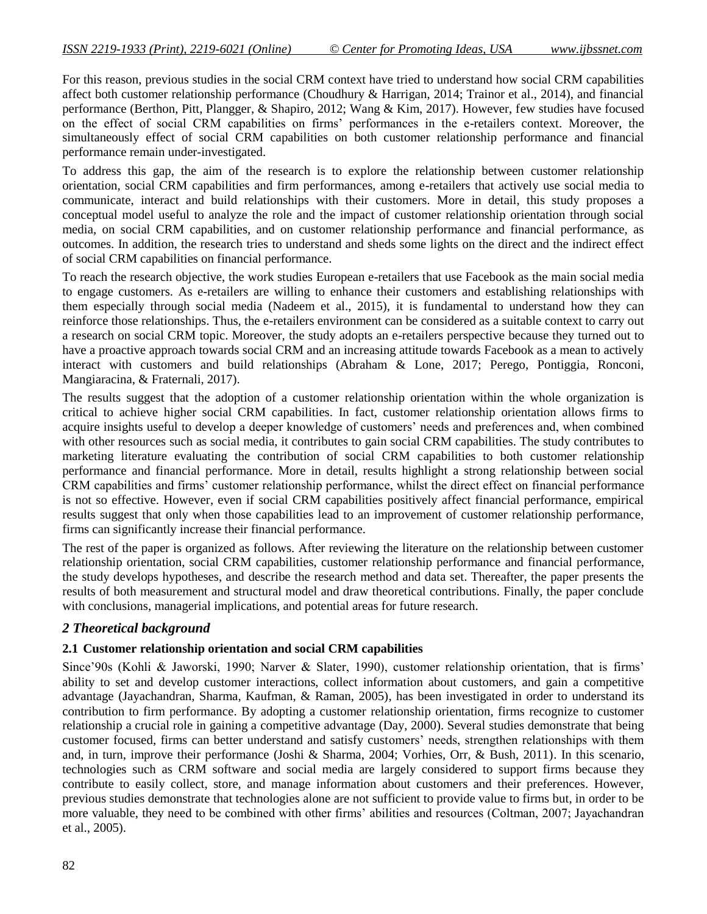For this reason, previous studies in the social CRM context have tried to understand how social CRM capabilities affect both customer relationship performance (Choudhury & Harrigan, 2014; Trainor et al., 2014), and financial performance (Berthon, Pitt, Plangger, & Shapiro, 2012; Wang & Kim, 2017). However, few studies have focused on the effect of social CRM capabilities on firms' performances in the e-retailers context. Moreover, the simultaneously effect of social CRM capabilities on both customer relationship performance and financial performance remain under-investigated.

To address this gap, the aim of the research is to explore the relationship between customer relationship orientation, social CRM capabilities and firm performances, among e-retailers that actively use social media to communicate, interact and build relationships with their customers. More in detail, this study proposes a conceptual model useful to analyze the role and the impact of customer relationship orientation through social media, on social CRM capabilities, and on customer relationship performance and financial performance, as outcomes. In addition, the research tries to understand and sheds some lights on the direct and the indirect effect of social CRM capabilities on financial performance.

To reach the research objective, the work studies European e-retailers that use Facebook as the main social media to engage customers. As e-retailers are willing to enhance their customers and establishing relationships with them especially through social media (Nadeem et al., 2015), it is fundamental to understand how they can reinforce those relationships. Thus, the e-retailers environment can be considered as a suitable context to carry out a research on social CRM topic. Moreover, the study adopts an e-retailers perspective because they turned out to have a proactive approach towards social CRM and an increasing attitude towards Facebook as a mean to actively interact with customers and build relationships (Abraham & Lone, 2017; Perego, Pontiggia, Ronconi, Mangiaracina, & Fraternali, 2017).

The results suggest that the adoption of a customer relationship orientation within the whole organization is critical to achieve higher social CRM capabilities. In fact, customer relationship orientation allows firms to acquire insights useful to develop a deeper knowledge of customers' needs and preferences and, when combined with other resources such as social media, it contributes to gain social CRM capabilities. The study contributes to marketing literature evaluating the contribution of social CRM capabilities to both customer relationship performance and financial performance. More in detail, results highlight a strong relationship between social CRM capabilities and firms' customer relationship performance, whilst the direct effect on financial performance is not so effective. However, even if social CRM capabilities positively affect financial performance, empirical results suggest that only when those capabilities lead to an improvement of customer relationship performance, firms can significantly increase their financial performance.

The rest of the paper is organized as follows. After reviewing the literature on the relationship between customer relationship orientation, social CRM capabilities, customer relationship performance and financial performance, the study develops hypotheses, and describe the research method and data set. Thereafter, the paper presents the results of both measurement and structural model and draw theoretical contributions. Finally, the paper conclude with conclusions, managerial implications, and potential areas for future research.

## *2 Theoretical background*

### 2.1 Customer relationship orientation and social CRM capabilities

Since'90s (Kohli & Jaworski, 1990; Narver & Slater, 1990), customer relationship orientation, that is firms' ability to set and develop customer interactions, collect information about customers, and gain a competitive advantage (Jayachandran, Sharma, Kaufman, & Raman, 2005), has been investigated in order to understand its contribution to firm performance. By adopting a customer relationship orientation, firms recognize to customer relationship a crucial role in gaining a competitive advantage (Day, 2000). Several studies demonstrate that being customer focused, firms can better understand and satisfy customers' needs, strengthen relationships with them and, in turn, improve their performance (Joshi & Sharma, 2004; Vorhies, Orr, & Bush, 2011). In this scenario, technologies such as CRM software and social media are largely considered to support firms because they contribute to easily collect, store, and manage information about customers and their preferences. However, previous studies demonstrate that technologies alone are not sufficient to provide value to firms but, in order to be more valuable, they need to be combined with other firms' abilities and resources (Coltman, 2007; Jayachandran et al., 2005).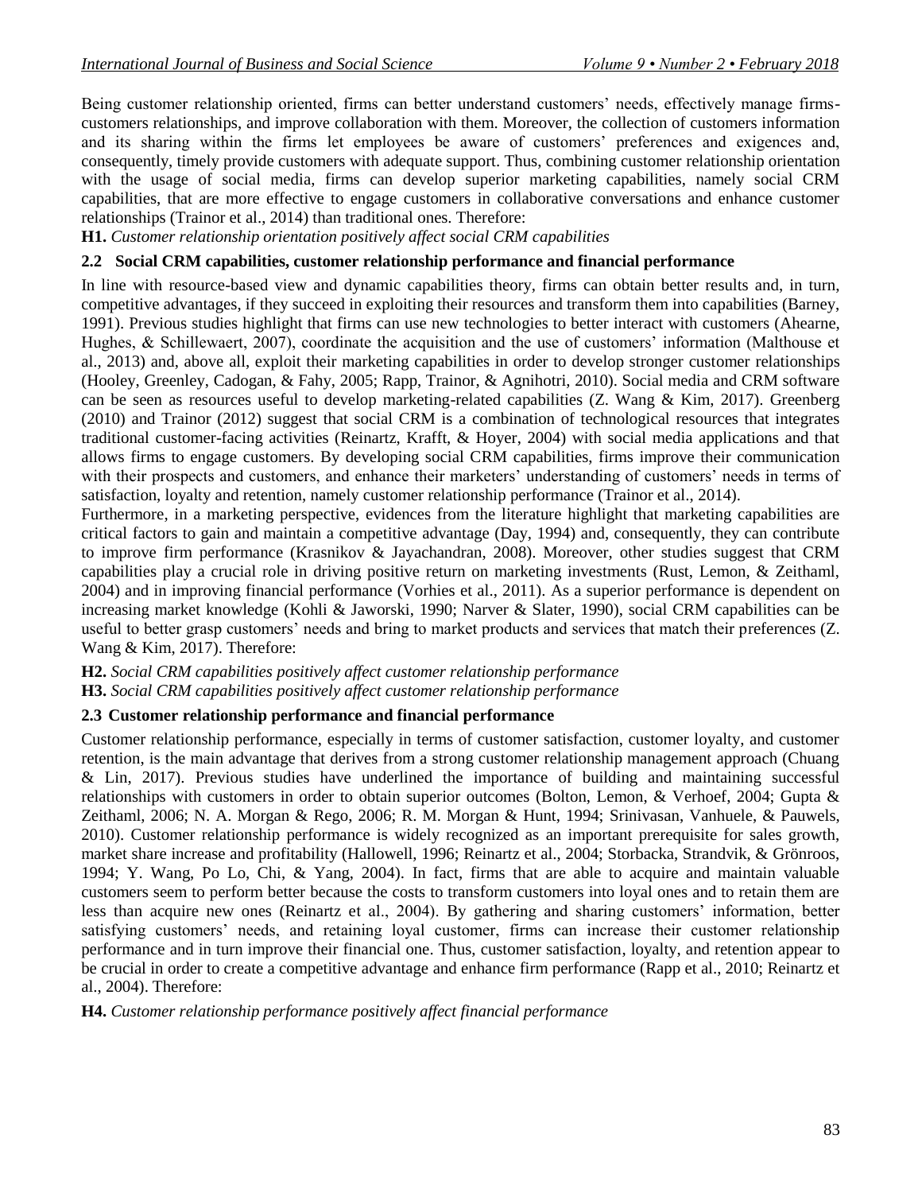Being customer relationship oriented, firms can better understand customers' needs, effectively manage firms-customers relationships, and improve collaboration with them. Moreover, the collection of customers information and its sharing within the firms let employees be aware of customers' preferences and exigences and, consequently, timely provide customers with adequate support. Thus, combining customer relationship orientation with the usage of social media, firms can develop superior marketing capabilities, namely social CRM capabilities, that are more effective to engage customers in collaborative conversations and enhance customer relationships (Trainor et al., 2014) than traditional ones. Therefore:

**H1.** *Customer relationship orientation positively affect social CRM capabilities*

### 2.2 Social CRM capabilities, customer relationship performance and financial performance

In line with resource-based view and dynamic capabilities theory, firms can obtain better results and, in turn, competitive advantages, if they succeed in exploiting their resources and transform them into capabilities (Barney, 1991). Previous studies highlight that firms can use new technologies to better interact with customers (Ahearne, Hughes, & Schillewaert, 2007), coordinate the acquisition and the use of customers' information (Malthouse et al., 2013) and, above all, exploit their marketing capabilities in order to develop stronger customer relationships (Hooley, Greenley, Cadogan, & Fahy, 2005; Rapp, Trainor, & Agnihotri, 2010). Social media and CRM software can be seen as resources useful to develop marketing-related capabilities (Z. Wang & Kim, 2017). Greenberg (2010) and Trainor (2012) suggest that social CRM is a combination of technological resources that integrates traditional customer-facing activities (Reinartz, Krafft, & Hoyer, 2004) with social media applications and that allows firms to engage customers. By developing social CRM capabilities, firms improve their communication with their prospects and customers, and enhance their marketers' understanding of customers' needs in terms of satisfaction, loyalty and retention, namely customer relationship performance (Trainor et al., 2014).

Furthermore, in a marketing perspective, evidences from the literature highlight that marketing capabilities are critical factors to gain and maintain a competitive advantage (Day, 1994) and, consequently, they can contribute to improve firm performance (Krasnikov & Jayachandran, 2008). Moreover, other studies suggest that CRM capabilities play a crucial role in driving positive return on marketing investments (Rust, Lemon, & Zeithaml, 2004) and in improving financial performance (Vorhies et al., 2011). As a superior performance is dependent on increasing market knowledge (Kohli & Jaworski, 1990; Narver & Slater, 1990), social CRM capabilities can be useful to better grasp customers' needs and bring to market products and services that match their preferences (Z. Wang & Kim, 2017). Therefore:

**H2.** *Social CRM capabilities positively affect customer relationship performance*

**H3.** *Social CRM capabilities positively affect customer relationship performance*

### 2.3 Customer relationship performance and financial performance

Customer relationship performance, especially in terms of customer satisfaction, customer loyalty, and customer retention, is the main advantage that derives from a strong customer relationship management approach (Chuang & Lin, 2017). Previous studies have underlined the importance of building and maintaining successful relationships with customers in order to obtain superior outcomes (Bolton, Lemon, & Verhoef, 2004; Gupta & Zeithaml, 2006; N. A. Morgan & Rego, 2006; R. M. Morgan & Hunt, 1994; Srinivasan, Vanhuele, & Pauwels, 2010). Customer relationship performance is widely recognized as an important prerequisite for sales growth, market share increase and profitability (Hallowell, 1996; Reinartz et al., 2004; Storbacka, Strandvik, & Grönroos, 1994; Y. Wang, Po Lo, Chi, & Yang, 2004). In fact, firms that are able to acquire and maintain valuable customers seem to perform better because the costs to transform customers into loyal ones and to retain them are less than acquire new ones (Reinartz et al., 2004). By gathering and sharing customers' information, better satisfying customers' needs, and retaining loyal customer, firms can increase their customer relationship performance and in turn improve their financial one. Thus, customer satisfaction, loyalty, and retention appear to be crucial in order to create a competitive advantage and enhance firm performance (Rapp et al., 2010; Reinartz et al., 2004). Therefore:

**H4.** *Customer relationship performance positively affect financial performance*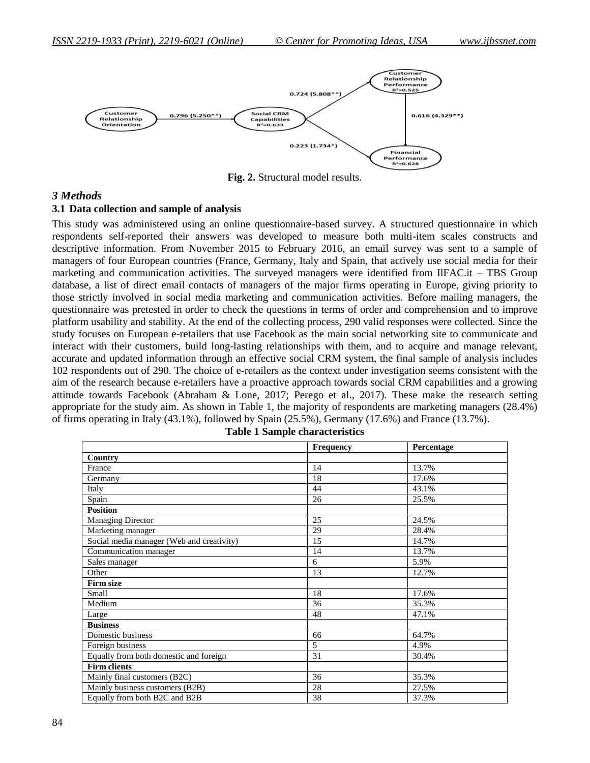Fig. 2. Structural model results.

### 3 Methods

#### 3.1 Data collection and sample of analysis

This study was administered using an online questionnaire-based survey. A structured questionnaire in which respondents self-reported their answers was developed to measure both multi-item scales constructs and descriptive information. From November 2015 to February 2016, an email survey was sent to a sample of managers of four European countries (France, Germany, Italy and Spain, that actively use social media for their marketing and communication activities. The surveyed managers were identified from IlFAC.it – TBS Group database, a list of direct email contacts of managers of the major firms operating in Europe, giving priority to those strictly involved in social media marketing and communication activities. Before mailing managers, the questionnaire was pretested in order to check the questions in terms of order and comprehension and to improve platform usability and stability. At the end of the collecting process, 290 valid responses were collected. Since the study focuses on European e-retailers that use Facebook as the main social networking site to communicate and interact with their customers, build long-lasting relationships with them, and to acquire and manage relevant, accurate and updated information through an effective social CRM system, the final sample of analysis includes 102 respondents out of 290. The choice of e-retailers as the context under investigation seems consistent with the aim of the research because e-retailers have a proactive approach towards social CRM capabilities and a growing attitude towards Facebook (Abraham & Lone, 2017; Perego et al., 2017). These make the research setting appropriate for the study aim. As shown in Table 1, the majority of respondents are marketing managers (28.4%) of firms operating in Italy (43.1%), followed by Spain (25.5%), Germany (17.6%) and France (13.7%).

**Table 1 Sample characteristics**

| | Frequency | Percentage |
|---|---|---|
| **Country** | | |
| France | 14 | 13.7% |
| Germany | 18 | 17.6% |
| Italy | 44 | 43.1% |
| Spain | 26 | 25.5% |
| **Position** | | |
| Managing Director | 25 | 24.5% |
| Marketing manager | 29 | 28.4% |
| Social media manager (Web and creativity) | 15 | 14.7% |
| Communication manager | 14 | 13.7% |
| Sales manager | 6 | 5.9% |
| Other | 13 | 12.7% |
| **Firm size** | | |
| Small | 18 | 17.6% |
| Medium | 36 | 35.3% |
| Large | 48 | 47.1% |
| **Business** | | |
| Domestic business | 66 | 64.7% |
| Foreign business | 5 | 4.9% |
| Equally from both domestic and foreign | 31 | 30.4% |
| **Firm clients** | | |
| Mainly final customers (B2C) | 36 | 35.3% |
| Mainly business customers (B2B) | 28 | 27.5% |
| Equally from both B2C and B2B | 38 | 37.3% |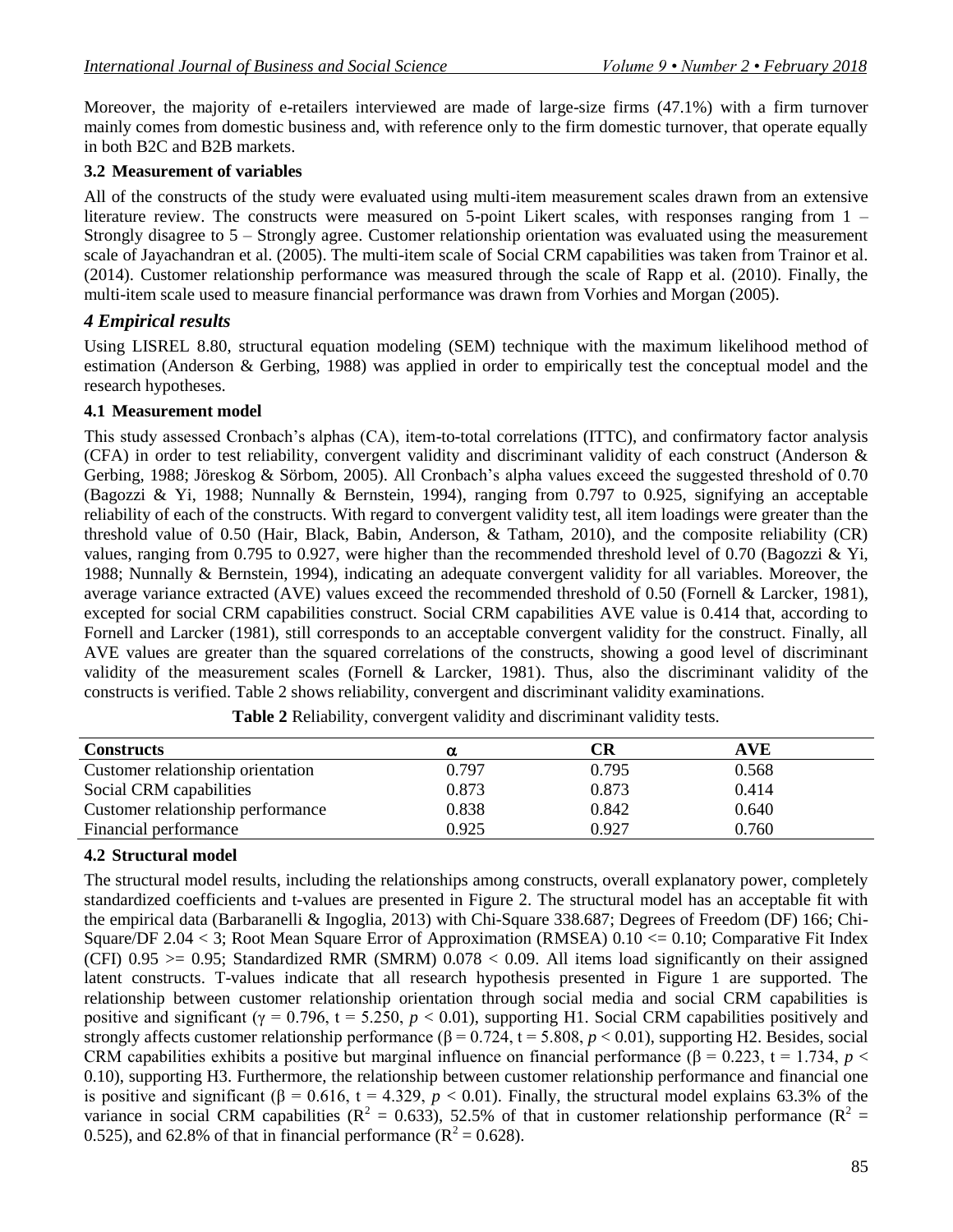Moreover, the majority of e-retailers interviewed are made of large-size firms (47.1%) with a firm turnover mainly comes from domestic business and, with reference only to the firm domestic turnover, that operate equally in both B2C and B2B markets.

### 3.2 Measurement of variables

All of the constructs of the study were evaluated using multi-item measurement scales drawn from an extensive literature review. The constructs were measured on 5-point Likert scales, with responses ranging from 1 – Strongly disagree to 5 – Strongly agree. Customer relationship orientation was evaluated using the measurement scale of Jayachandran et al. (2005). The multi-item scale of Social CRM capabilities was taken from Trainor et al. (2014). Customer relationship performance was measured through the scale of Rapp et al. (2010). Finally, the multi-item scale used to measure financial performance was drawn from Vorhies and Morgan (2005).

## *4 Empirical results*

Using LISREL 8.80, structural equation modeling (SEM) technique with the maximum likelihood method of estimation (Anderson & Gerbing, 1988) was applied in order to empirically test the conceptual model and the research hypotheses.

### 4.1 Measurement model

This study assessed Cronbach's alphas (CA), item-to-total correlations (ITTC), and confirmatory factor analysis (CFA) in order to test reliability, convergent validity and discriminant validity of each construct (Anderson & Gerbing, 1988; Jöreskog & Sörbom, 2005). All Cronbach's alpha values exceed the suggested threshold of 0.70 (Bagozzi & Yi, 1988; Nunnally & Bernstein, 1994), ranging from 0.797 to 0.925, signifying an acceptable reliability of each of the constructs. With regard to convergent validity test, all item loadings were greater than the threshold value of 0.50 (Hair, Black, Babin, Anderson, & Tatham, 2010), and the composite reliability (CR) values, ranging from 0.795 to 0.927, were higher than the recommended threshold level of 0.70 (Bagozzi & Yi, 1988; Nunnally & Bernstein, 1994), indicating an adequate convergent validity for all variables. Moreover, the average variance extracted (AVE) values exceed the recommended threshold of 0.50 (Fornell & Larcker, 1981), excepted for social CRM capabilities construct. Social CRM capabilities AVE value is 0.414 that, according to Fornell and Larcker (1981), still corresponds to an acceptable convergent validity for the construct. Finally, all AVE values are greater than the squared correlations of the constructs, showing a good level of discriminant validity of the measurement scales (Fornell & Larcker, 1981). Thus, also the discriminant validity of the constructs is verified. Table 2 shows reliability, convergent and discriminant validity examinations.

**Table 2** Reliability, convergent validity and discriminant validity tests.

| Constructs | $\alpha$ | CR | AVE |
|---|---|---|---|
| Customer relationship orientation | 0.797 | 0.795 | 0.568 |
| Social CRM capabilities | 0.873 | 0.873 | 0.414 |
| Customer relationship performance | 0.838 | 0.842 | 0.640 |
| Financial performance | 0.925 | 0.927 | 0.760 |

### 4.2 Structural model

The structural model results, including the relationships among constructs, overall explanatory power, completely standardized coefficients and t-values are presented in Figure 2. The structural model has an acceptable fit with the empirical data (Barbaranelli & Ingoglia, 2013) with Chi-Square 338.687; Degrees of Freedom (DF) 166; Chi-Square/DF 2.04 < 3; Root Mean Square Error of Approximation (RMSEA) 0.10 <= 0.10; Comparative Fit Index (CFI) 0.95 >= 0.95; Standardized RMR (SMRM) 0.078 < 0.09. All items load significantly on their assigned latent constructs. T-values indicate that all research hypothesis presented in Figure 1 are supported. The relationship between customer relationship orientation through social media and social CRM capabilities is positive and significant ($\gamma = 0.796$, $t = 5.250$, $p < 0.01$), supporting H1. Social CRM capabilities positively and strongly affects customer relationship performance ($\beta = 0.724$, $t = 5.808$, $p < 0.01$), supporting H2. Besides, social CRM capabilities exhibits a positive but marginal influence on financial performance ($\beta = 0.223$, $t = 1.734$, $p < 0.10$), supporting H3. Furthermore, the relationship between customer relationship performance and financial one is positive and significant ($\beta = 0.616$, $t = 4.329$, $p < 0.01$). Finally, the structural model explains 63.3% of the variance in social CRM capabilities ($R^2 = 0.633$), 52.5% of that in customer relationship performance ($R^2 = 0.525$), and 62.8% of that in financial performance ($R^2 = 0.628$).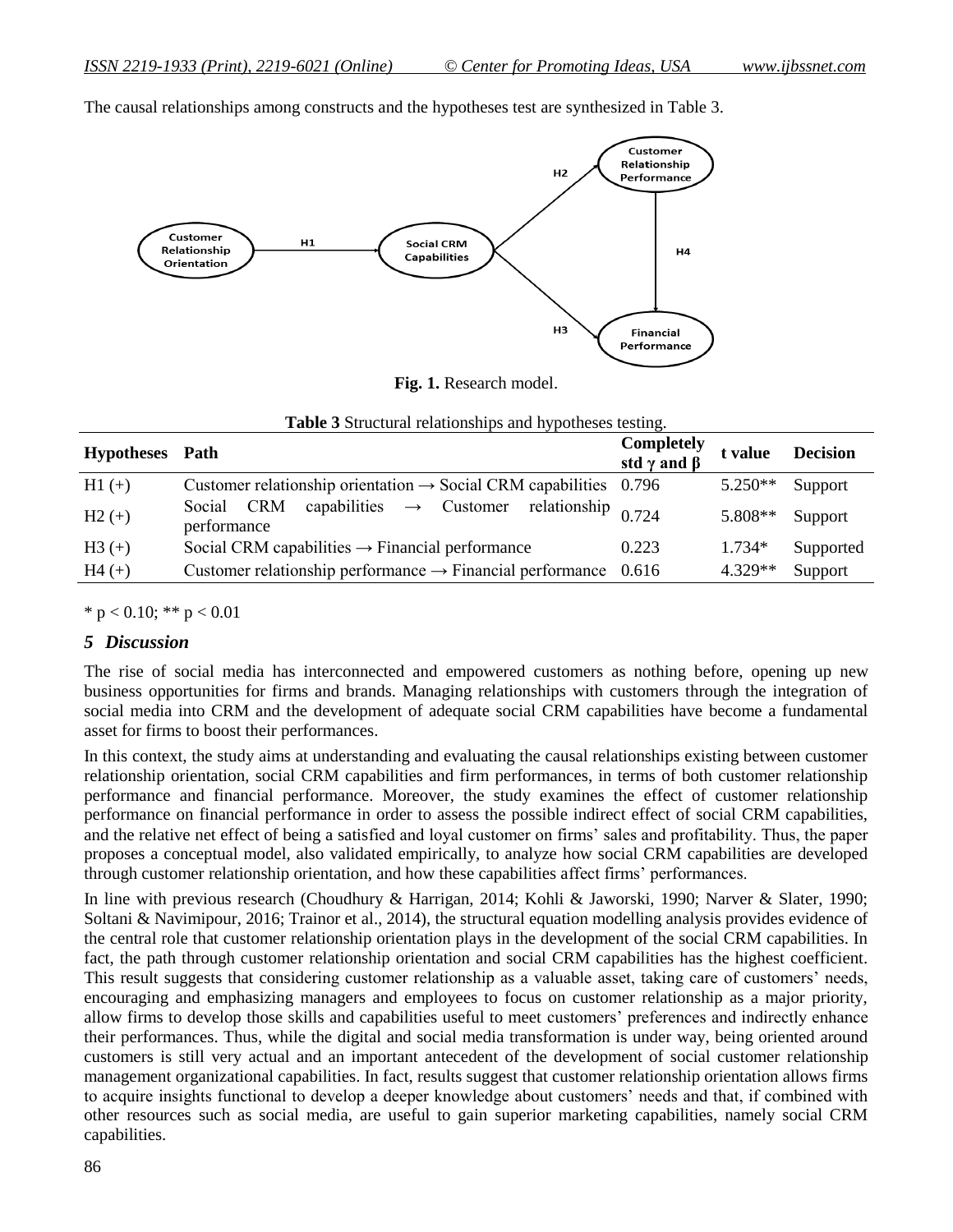The causal relationships among constructs and the hypotheses test are synthesized in Table 3.

**Fig. 1.** Research model.

**Table 3** Structural relationships and hypotheses testing.

| Hypotheses | Path | Completely std $\gamma$ and $\beta$ | t value | Decision |
|---|---|---|---|---|
| H1 (+) | Customer relationship orientation → Social CRM capabilities | 0.796 | 5.250** | Support |
| H2 (+) | Social CRM capabilities → Customer relationship performance | 0.724 | 5.808** | Support |
| H3 (+) | Social CRM capabilities → Financial performance | 0.223 | 1.734* | Supported |
| H4 (+) | Customer relationship performance → Financial performance | 0.616 | 4.329** | Support |

* $p < 0.10$; ** $p < 0.01$

## *5 Discussion*

The rise of social media has interconnected and empowered customers as nothing before, opening up new business opportunities for firms and brands. Managing relationships with customers through the integration of social media into CRM and the development of adequate social CRM capabilities have become a fundamental asset for firms to boost their performances.

In this context, the study aims at understanding and evaluating the causal relationships existing between customer relationship orientation, social CRM capabilities and firm performances, in terms of both customer relationship performance and financial performance. Moreover, the study examines the effect of customer relationship performance on financial performance in order to assess the possible indirect effect of social CRM capabilities, and the relative net effect of being a satisfied and loyal customer on firms' sales and profitability. Thus, the paper proposes a conceptual model, also validated empirically, to analyze how social CRM capabilities are developed through customer relationship orientation, and how these capabilities affect firms' performances.

In line with previous research (Choudhury & Harrigan, 2014; Kohli & Jaworski, 1990; Narver & Slater, 1990; Soltani & Navimipour, 2016; Trainor et al., 2014), the structural equation modelling analysis provides evidence of the central role that customer relationship orientation plays in the development of the social CRM capabilities. In fact, the path through customer relationship orientation and social CRM capabilities has the highest coefficient. This result suggests that considering customer relationship as a valuable asset, taking care of customers' needs, encouraging and emphasizing managers and employees to focus on customer relationship as a major priority, allow firms to develop those skills and capabilities useful to meet customers' preferences and indirectly enhance their performances. Thus, while the digital and social media transformation is under way, being oriented around customers is still very actual and an important antecedent of the development of social customer relationship management organizational capabilities. In fact, results suggest that customer relationship orientation allows firms to acquire insights functional to develop a deeper knowledge about customers' needs and that, if combined with other resources such as social media, are useful to gain superior marketing capabilities, namely social CRM capabilities.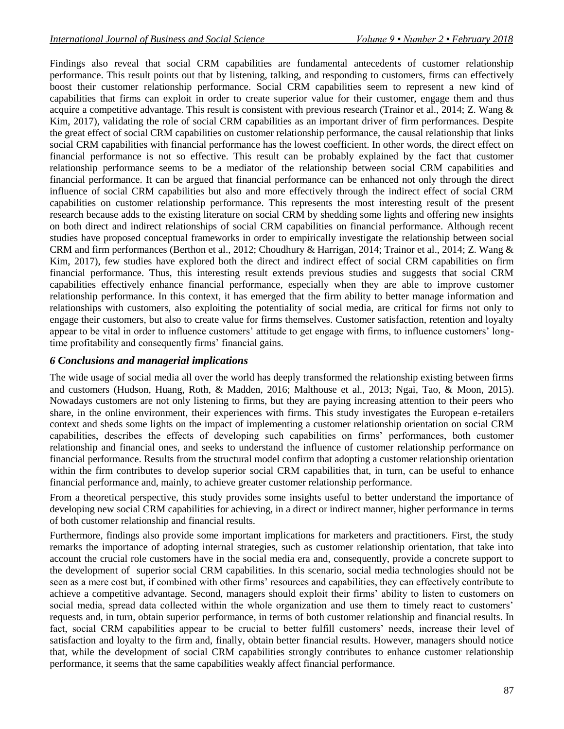Findings also reveal that social CRM capabilities are fundamental antecedents of customer relationship performance. This result points out that by listening, talking, and responding to customers, firms can effectively boost their customer relationship performance. Social CRM capabilities seem to represent a new kind of capabilities that firms can exploit in order to create superior value for their customer, engage them and thus acquire a competitive advantage. This result is consistent with previous research (Trainor et al., 2014; Z. Wang & Kim, 2017), validating the role of social CRM capabilities as an important driver of firm performances. Despite the great effect of social CRM capabilities on customer relationship performance, the causal relationship that links social CRM capabilities with financial performance has the lowest coefficient. In other words, the direct effect on financial performance is not so effective. This result can be probably explained by the fact that customer relationship performance seems to be a mediator of the relationship between social CRM capabilities and financial performance. It can be argued that financial performance can be enhanced not only through the direct influence of social CRM capabilities but also and more effectively through the indirect effect of social CRM capabilities on customer relationship performance. This represents the most interesting result of the present research because adds to the existing literature on social CRM by shedding some lights and offering new insights on both direct and indirect relationships of social CRM capabilities on financial performance. Although recent studies have proposed conceptual frameworks in order to empirically investigate the relationship between social CRM and firm performances (Berthon et al., 2012; Choudhury & Harrigan, 2014; Trainor et al., 2014; Z. Wang & Kim, 2017), few studies have explored both the direct and indirect effect of social CRM capabilities on firm financial performance. Thus, this interesting result extends previous studies and suggests that social CRM capabilities effectively enhance financial performance, especially when they are able to improve customer relationship performance. In this context, it has emerged that the firm ability to better manage information and relationships with customers, also exploiting the potentiality of social media, are critical for firms not only to engage their customers, but also to create value for firms themselves. Customer satisfaction, retention and loyalty appear to be vital in order to influence customers' attitude to get engage with firms, to influence customers' long-time profitability and consequently firms' financial gains.

## *6 Conclusions and managerial implications*

The wide usage of social media all over the world has deeply transformed the relationship existing between firms and customers (Hudson, Huang, Roth, & Madden, 2016; Malthouse et al., 2013; Ngai, Tao, & Moon, 2015). Nowadays customers are not only listening to firms, but they are paying increasing attention to their peers who share, in the online environment, their experiences with firms. This study investigates the European e-retailers context and sheds some lights on the impact of implementing a customer relationship orientation on social CRM capabilities, describes the effects of developing such capabilities on firms' performances, both customer relationship and financial ones, and seeks to understand the influence of customer relationship performance on financial performance. Results from the structural model confirm that adopting a customer relationship orientation within the firm contributes to develop superior social CRM capabilities that, in turn, can be useful to enhance financial performance and, mainly, to achieve greater customer relationship performance.

From a theoretical perspective, this study provides some insights useful to better understand the importance of developing new social CRM capabilities for achieving, in a direct or indirect manner, higher performance in terms of both customer relationship and financial results.

Furthermore, findings also provide some important implications for marketers and practitioners. First, the study remarks the importance of adopting internal strategies, such as customer relationship orientation, that take into account the crucial role customers have in the social media era and, consequently, provide a concrete support to the development of superior social CRM capabilities. In this scenario, social media technologies should not be seen as a mere cost but, if combined with other firms' resources and capabilities, they can effectively contribute to achieve a competitive advantage. Second, managers should exploit their firms' ability to listen to customers on social media, spread data collected within the whole organization and use them to timely react to customers' requests and, in turn, obtain superior performance, in terms of both customer relationship and financial results. In fact, social CRM capabilities appear to be crucial to better fulfill customers' needs, increase their level of satisfaction and loyalty to the firm and, finally, obtain better financial results. However, managers should notice that, while the development of social CRM capabilities strongly contributes to enhance customer relationship performance, it seems that the same capabilities weakly affect financial performance.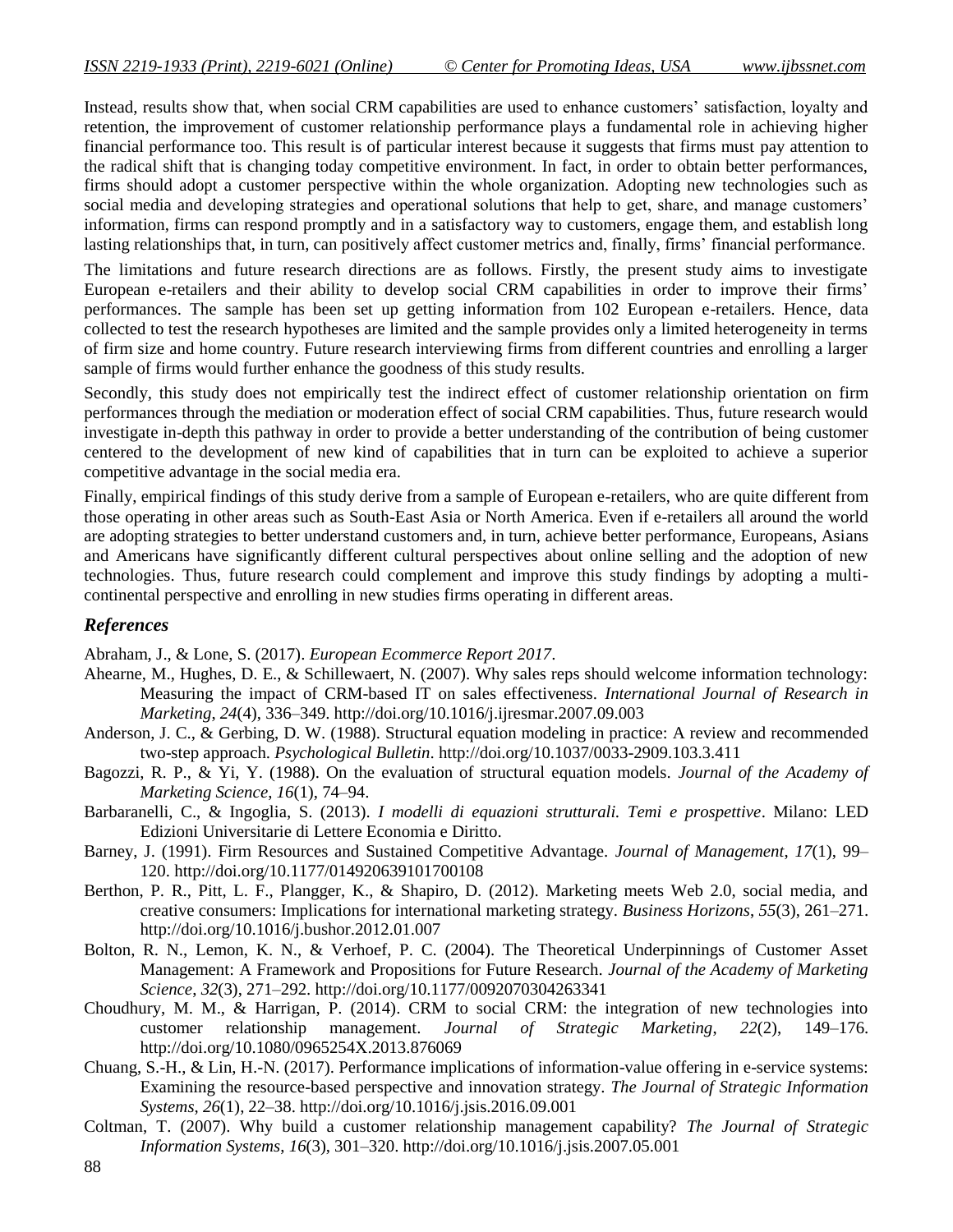Instead, results show that, when social CRM capabilities are used to enhance customers' satisfaction, loyalty and retention, the improvement of customer relationship performance plays a fundamental role in achieving higher financial performance too. This result is of particular interest because it suggests that firms must pay attention to the radical shift that is changing today competitive environment. In fact, in order to obtain better performances, firms should adopt a customer perspective within the whole organization. Adopting new technologies such as social media and developing strategies and operational solutions that help to get, share, and manage customers' information, firms can respond promptly and in a satisfactory way to customers, engage them, and establish long lasting relationships that, in turn, can positively affect customer metrics and, finally, firms' financial performance.

The limitations and future research directions are as follows. Firstly, the present study aims to investigate European e-retailers and their ability to develop social CRM capabilities in order to improve their firms' performances. The sample has been set up getting information from 102 European e-retailers. Hence, data collected to test the research hypotheses are limited and the sample provides only a limited heterogeneity in terms of firm size and home country. Future research interviewing firms from different countries and enrolling a larger sample of firms would further enhance the goodness of this study results.

Secondly, this study does not empirically test the indirect effect of customer relationship orientation on firm performances through the mediation or moderation effect of social CRM capabilities. Thus, future research would investigate in-depth this pathway in order to provide a better understanding of the contribution of being customer centered to the development of new kind of capabilities that in turn can be exploited to achieve a superior competitive advantage in the social media era.

Finally, empirical findings of this study derive from a sample of European e-retailers, who are quite different from those operating in other areas such as South-East Asia or North America. Even if e-retailers all around the world are adopting strategies to better understand customers and, in turn, achieve better performance, Europeans, Asians and Americans have significantly different cultural perspectives about online selling and the adoption of new technologies. Thus, future research could complement and improve this study findings by adopting a multi-continental perspective and enrolling in new studies firms operating in different areas.

## *References*

Abraham, J., & Lone, S. (2017). *European Ecommerce Report 2017*.

Ahearne, M., Hughes, D. E., & Schillewaert, N. (2007). Why sales reps should welcome information technology: Measuring the impact of CRM-based IT on sales effectiveness. *International Journal of Research in Marketing*, *24*(4), 336–349. http://doi.org/10.1016/j.ijresmar.2007.09.003

Anderson, J. C., & Gerbing, D. W. (1988). Structural equation modeling in practice: A review and recommended two-step approach. *Psychological Bulletin*. http://doi.org/10.1037/0033-2909.103.3.411

Bagozzi, R. P., & Yi, Y. (1988). On the evaluation of structural equation models. *Journal of the Academy of Marketing Science*, *16*(1), 74–94.

Barbaranelli, C., & Ingoglia, S. (2013). *I modelli di equazioni strutturali. Temi e prospettive*. Milano: LED Edizioni Universitarie di Lettere Economia e Diritto.

Barney, J. (1991). Firm Resources and Sustained Competitive Advantage. *Journal of Management*, *17*(1), 99–120. http://doi.org/10.1177/014920639101700108

Berthon, P. R., Pitt, L. F., Plangger, K., & Shapiro, D. (2012). Marketing meets Web 2.0, social media, and creative consumers: Implications for international marketing strategy. *Business Horizons*, *55*(3), 261–271. http://doi.org/10.1016/j.bushor.2012.01.007

Bolton, R. N., Lemon, K. N., & Verhoef, P. C. (2004). The Theoretical Underpinnings of Customer Asset Management: A Framework and Propositions for Future Research. *Journal of the Academy of Marketing Science*, *32*(3), 271–292. http://doi.org/10.1177/0092070304263341

Choudhury, M. M., & Harrigan, P. (2014). CRM to social CRM: the integration of new technologies into customer relationship management. *Journal of Strategic Marketing*, *22*(2), 149–176. http://doi.org/10.1080/0965254X.2013.876069

Chuang, S.-H., & Lin, H.-N. (2017). Performance implications of information-value offering in e-service systems: Examining the resource-based perspective and innovation strategy. *The Journal of Strategic Information Systems*, *26*(1), 22–38. http://doi.org/10.1016/j.jsis.2016.09.001

Coltman, T. (2007). Why build a customer relationship management capability? *The Journal of Strategic Information Systems*, *16*(3), 301–320. http://doi.org/10.1016/j.jsis.2007.05.001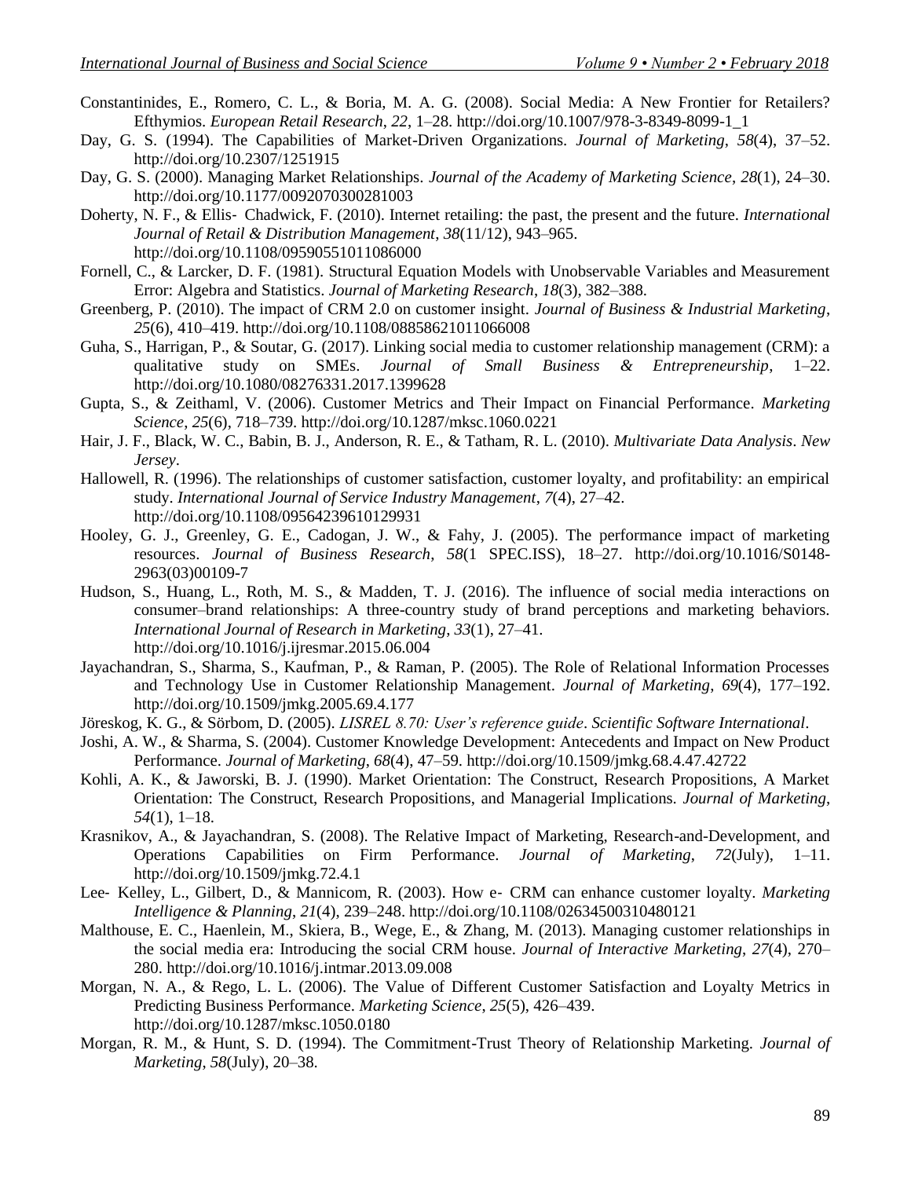Constantinides, E., Romero, C. L., & Boria, M. A. G. (2008). Social Media: A New Frontier for Retailers? Efthymios. *European Retail Research*, *22*, 1–28. http://doi.org/10.1007/978-3-8349-8099-1_1

Day, G. S. (1994). The Capabilities of Market-Driven Organizations. *Journal of Marketing*, *58*(4), 37–52. http://doi.org/10.2307/1251915

Day, G. S. (2000). Managing Market Relationships. *Journal of the Academy of Marketing Science*, *28*(1), 24–30. http://doi.org/10.1177/0092070300281003

Doherty, N. F., & Ellis‐ Chadwick, F. (2010). Internet retailing: the past, the present and the future. *International Journal of Retail & Distribution Management*, *38*(11/12), 943–965. http://doi.org/10.1108/09590551011086000

Fornell, C., & Larcker, D. F. (1981). Structural Equation Models with Unobservable Variables and Measurement Error: Algebra and Statistics. *Journal of Marketing Research*, *18*(3), 382–388.

Greenberg, P. (2010). The impact of CRM 2.0 on customer insight. *Journal of Business & Industrial Marketing*, *25*(6), 410–419. http://doi.org/10.1108/08858621011066008

Guha, S., Harrigan, P., & Soutar, G. (2017). Linking social media to customer relationship management (CRM): a qualitative study on SMEs. *Journal of Small Business & Entrepreneurship*, 1–22. http://doi.org/10.1080/08276331.2017.1399628

Gupta, S., & Zeithaml, V. (2006). Customer Metrics and Their Impact on Financial Performance. *Marketing Science*, *25*(6), 718–739. http://doi.org/10.1287/mksc.1060.0221

Hair, J. F., Black, W. C., Babin, B. J., Anderson, R. E., & Tatham, R. L. (2010). *Multivariate Data Analysis*. *New Jersey*.

Hallowell, R. (1996). The relationships of customer satisfaction, customer loyalty, and profitability: an empirical study. *International Journal of Service Industry Management*, *7*(4), 27–42. http://doi.org/10.1108/09564239610129931

Hooley, G. J., Greenley, G. E., Cadogan, J. W., & Fahy, J. (2005). The performance impact of marketing resources. *Journal of Business Research*, *58*(1 SPEC.ISS), 18–27. http://doi.org/10.1016/S0148-2963(03)00109-7

Hudson, S., Huang, L., Roth, M. S., & Madden, T. J. (2016). The influence of social media interactions on consumer–brand relationships: A three-country study of brand perceptions and marketing behaviors. *International Journal of Research in Marketing*, *33*(1), 27–41. http://doi.org/10.1016/j.ijresmar.2015.06.004

Jayachandran, S., Sharma, S., Kaufman, P., & Raman, P. (2005). The Role of Relational Information Processes and Technology Use in Customer Relationship Management. *Journal of Marketing*, *69*(4), 177–192. http://doi.org/10.1509/jmkg.2005.69.4.177

Jöreskog, K. G., & Sörbom, D. (2005). *LISREL 8.70: User's reference guide*. *Scientific Software International*.

Joshi, A. W., & Sharma, S. (2004). Customer Knowledge Development: Antecedents and Impact on New Product Performance. *Journal of Marketing*, *68*(4), 47–59. http://doi.org/10.1509/jmkg.68.4.47.42722

Kohli, A. K., & Jaworski, B. J. (1990). Market Orientation: The Construct, Research Propositions, A Market Orientation: The Construct, Research Propositions, and Managerial Implications. *Journal of Marketing*, *54*(1), 1–18.

Krasnikov, A., & Jayachandran, S. (2008). The Relative Impact of Marketing, Research-and-Development, and Operations Capabilities on Firm Performance. *Journal of Marketing*, *72*(July), 1–11. http://doi.org/10.1509/jmkg.72.4.1

Lee‐ Kelley, L., Gilbert, D., & Mannicom, R. (2003). How e‐ CRM can enhance customer loyalty. *Marketing Intelligence & Planning*, *21*(4), 239–248. http://doi.org/10.1108/02634500310480121

Malthouse, E. C., Haenlein, M., Skiera, B., Wege, E., & Zhang, M. (2013). Managing customer relationships in the social media era: Introducing the social CRM house. *Journal of Interactive Marketing*, *27*(4), 270–280. http://doi.org/10.1016/j.intmar.2013.09.008

Morgan, N. A., & Rego, L. L. (2006). The Value of Different Customer Satisfaction and Loyalty Metrics in Predicting Business Performance. *Marketing Science*, *25*(5), 426–439. http://doi.org/10.1287/mksc.1050.0180

Morgan, R. M., & Hunt, S. D. (1994). The Commitment-Trust Theory of Relationship Marketing. *Journal of Marketing*, *58*(July), 20–38.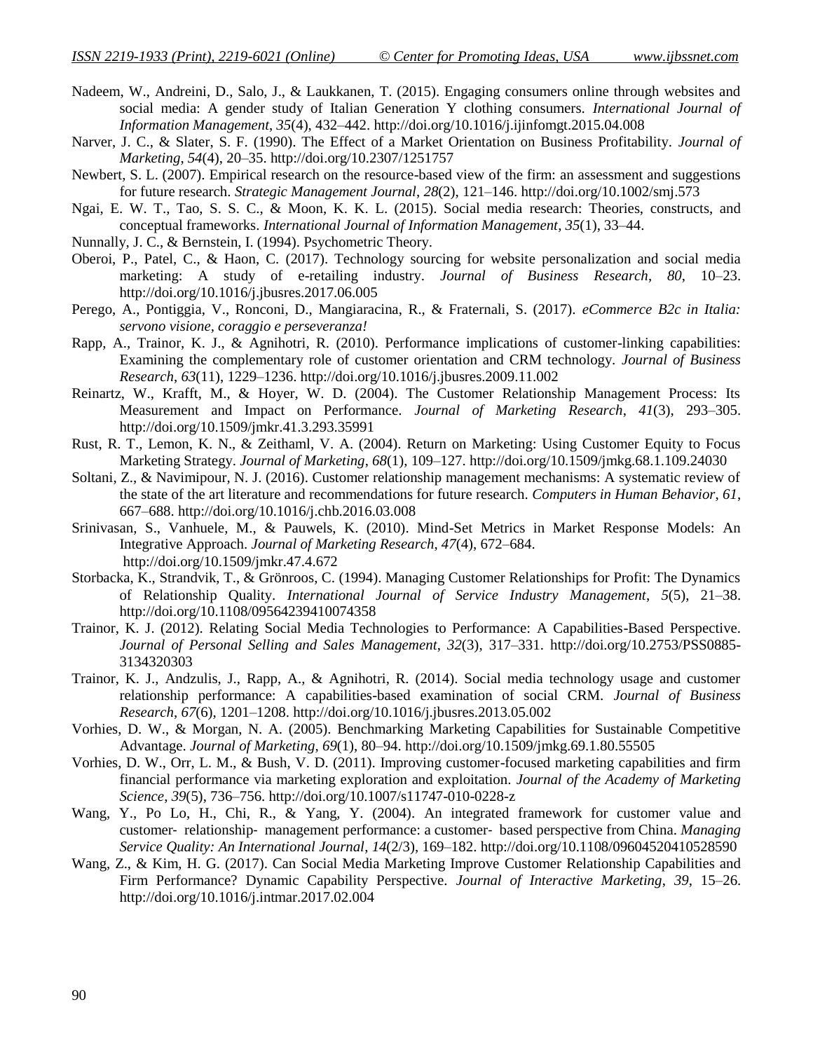Nadeem, W., Andreini, D., Salo, J., & Laukkanen, T. (2015). Engaging consumers online through websites and social media: A gender study of Italian Generation Y clothing consumers. *International Journal of Information Management*, *35*(4), 432–442. http://doi.org/10.1016/j.ijinfomgt.2015.04.008

Narver, J. C., & Slater, S. F. (1990). The Effect of a Market Orientation on Business Profitability. *Journal of Marketing*, *54*(4), 20–35. http://doi.org/10.2307/1251757

Newbert, S. L. (2007). Empirical research on the resource-based view of the firm: an assessment and suggestions for future research. *Strategic Management Journal*, *28*(2), 121–146. http://doi.org/10.1002/smj.573

Ngai, E. W. T., Tao, S. S. C., & Moon, K. K. L. (2015). Social media research: Theories, constructs, and conceptual frameworks. *International Journal of Information Management*, *35*(1), 33–44.

Nunnally, J. C., & Bernstein, I. (1994). Psychometric Theory.

Oberoi, P., Patel, C., & Haon, C. (2017). Technology sourcing for website personalization and social media marketing: A study of e-retailing industry. *Journal of Business Research*, *80*, 10–23. http://doi.org/10.1016/j.jbusres.2017.06.005

Perego, A., Pontiggia, V., Ronconi, D., Mangiaracina, R., & Fraternali, S. (2017). *eCommerce B2c in Italia: servono visione, coraggio e perseveranza!*

Rapp, A., Trainor, K. J., & Agnihotri, R. (2010). Performance implications of customer-linking capabilities: Examining the complementary role of customer orientation and CRM technology. *Journal of Business Research*, *63*(11), 1229–1236. http://doi.org/10.1016/j.jbusres.2009.11.002

Reinartz, W., Krafft, M., & Hoyer, W. D. (2004). The Customer Relationship Management Process: Its Measurement and Impact on Performance. *Journal of Marketing Research*, *41*(3), 293–305. http://doi.org/10.1509/jmkr.41.3.293.35991

Rust, R. T., Lemon, K. N., & Zeithaml, V. A. (2004). Return on Marketing: Using Customer Equity to Focus Marketing Strategy. *Journal of Marketing*, *68*(1), 109–127. http://doi.org/10.1509/jmkg.68.1.109.24030

Soltani, Z., & Navimipour, N. J. (2016). Customer relationship management mechanisms: A systematic review of the state of the art literature and recommendations for future research. *Computers in Human Behavior*, *61*, 667–688. http://doi.org/10.1016/j.chb.2016.03.008

Srinivasan, S., Vanhuele, M., & Pauwels, K. (2010). Mind-Set Metrics in Market Response Models: An Integrative Approach. *Journal of Marketing Research*, *47*(4), 672–684. http://doi.org/10.1509/jmkr.47.4.672

Storbacka, K., Strandvik, T., & Grönroos, C. (1994). Managing Customer Relationships for Profit: The Dynamics of Relationship Quality. *International Journal of Service Industry Management*, *5*(5), 21–38. http://doi.org/10.1108/09564239410074358

Trainor, K. J. (2012). Relating Social Media Technologies to Performance: A Capabilities-Based Perspective. *Journal of Personal Selling and Sales Management*, *32*(3), 317–331. http://doi.org/10.2753/PSS0885-3134320303

Trainor, K. J., Andzulis, J., Rapp, A., & Agnihotri, R. (2014). Social media technology usage and customer relationship performance: A capabilities-based examination of social CRM. *Journal of Business Research*, *67*(6), 1201–1208. http://doi.org/10.1016/j.jbusres.2013.05.002

Vorhies, D. W., & Morgan, N. A. (2005). Benchmarking Marketing Capabilities for Sustainable Competitive Advantage. *Journal of Marketing*, *69*(1), 80–94. http://doi.org/10.1509/jmkg.69.1.80.55505

Vorhies, D. W., Orr, L. M., & Bush, V. D. (2011). Improving customer-focused marketing capabilities and firm financial performance via marketing exploration and exploitation. *Journal of the Academy of Marketing Science*, *39*(5), 736–756. http://doi.org/10.1007/s11747-010-0228-z

Wang, Y., Po Lo, H., Chi, R., & Yang, Y. (2004). An integrated framework for customer value and customer‐ relationship‐ management performance: a customer‐ based perspective from China. *Managing Service Quality: An International Journal*, *14*(2/3), 169–182. http://doi.org/10.1108/09604520410528590

Wang, Z., & Kim, H. G. (2017). Can Social Media Marketing Improve Customer Relationship Capabilities and Firm Performance? Dynamic Capability Perspective. *Journal of Interactive Marketing*, *39*, 15–26. http://doi.org/10.1016/j.intmar.2017.02.004